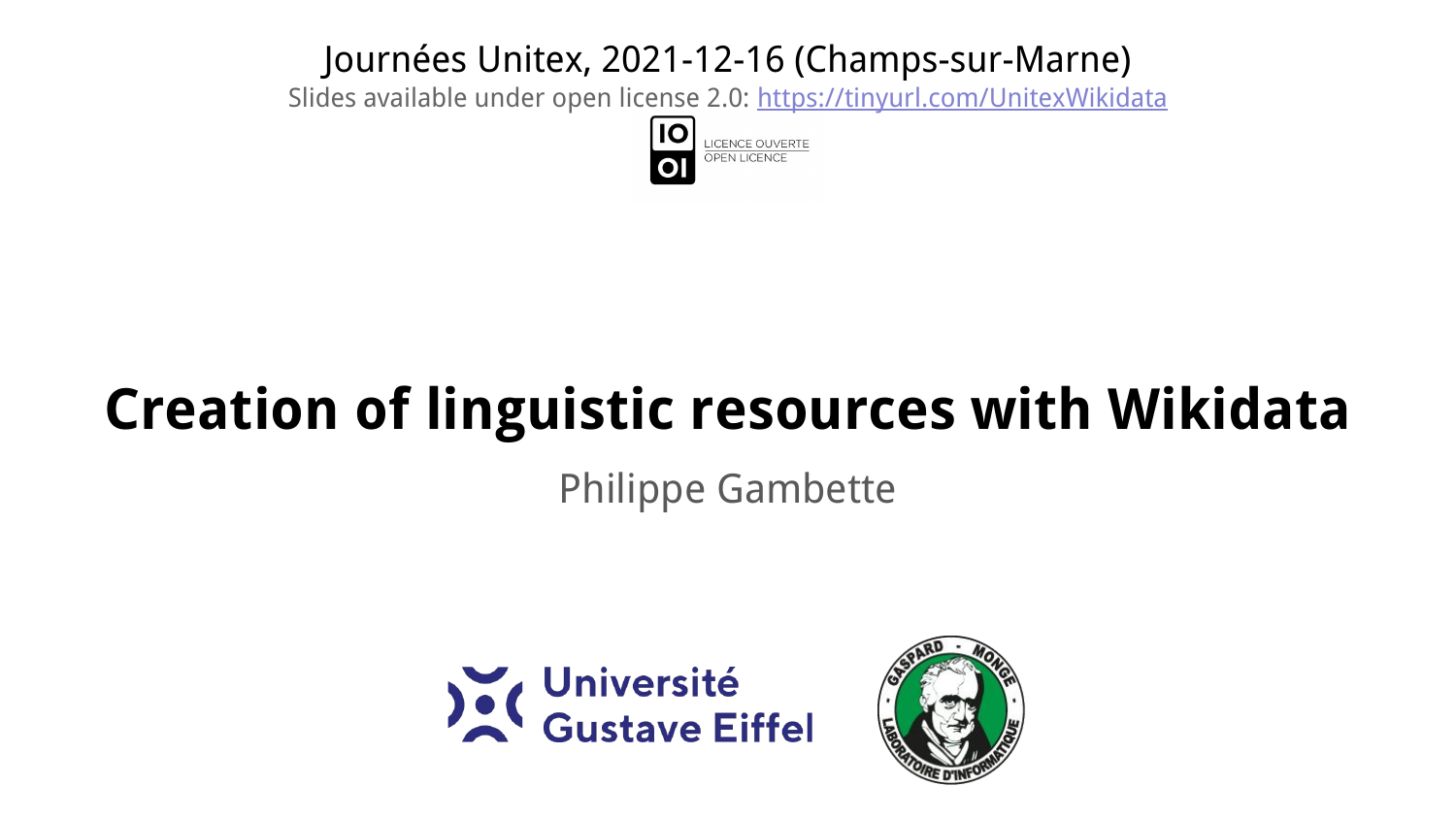Journées Unitex, 2021-12-16 (Champs-sur-Marne)

Slides available under open license 2.0: [https://tinyurl.com/UnitexWikidata](https://tinyurl.com/UnitexWikidata)

LICENCE OUVERTE
OPEN LICENCE

# Creation of linguistic resources with Wikidata

Philippe Gambette

Université Gustave Eiffel

GASPARD - MONGE LABORATOIRE D'INFORMATIQUE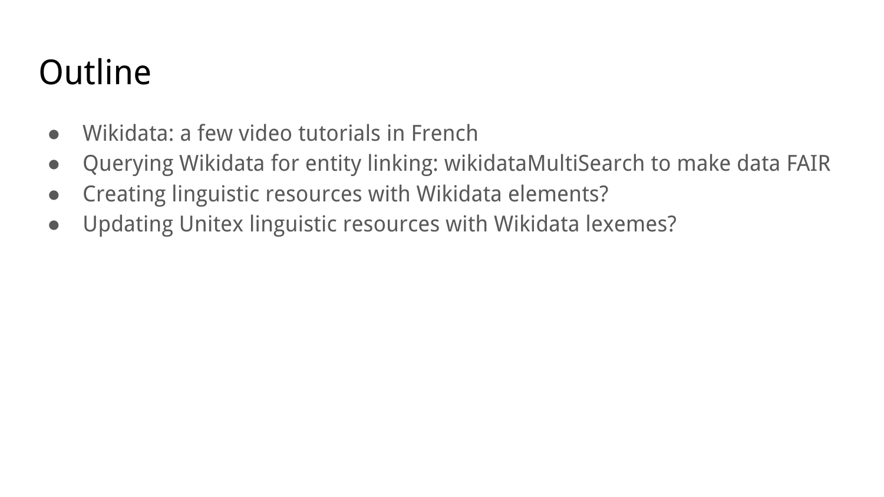# Outline

- Wikidata: a few video tutorials in French
- Querying Wikidata for entity linking: wikidataMultiSearch to make data FAIR
- Creating linguistic resources with Wikidata elements?
- Updating Unitex linguistic resources with Wikidata lexemes?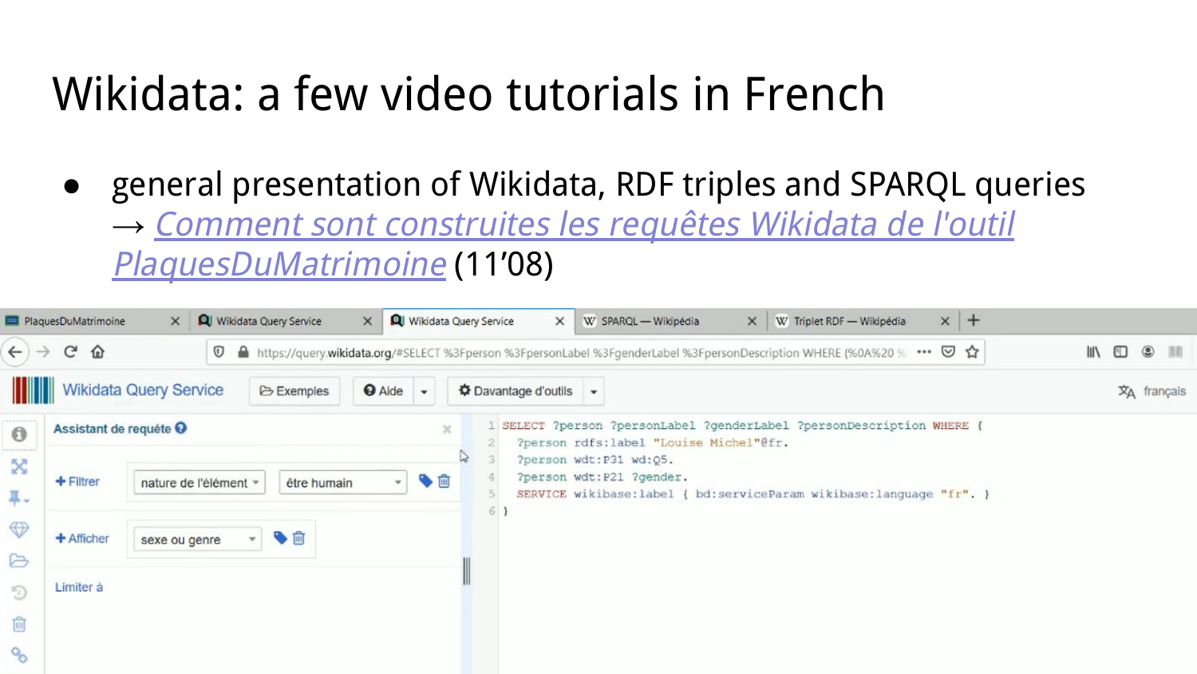# Wikidata: a few video tutorials in French

- general presentation of Wikidata, RDF triples and SPARQL queries → *Comment sont construites les requêtes Wikidata de l'outil PlaquesDuMatrimoine* (11'08)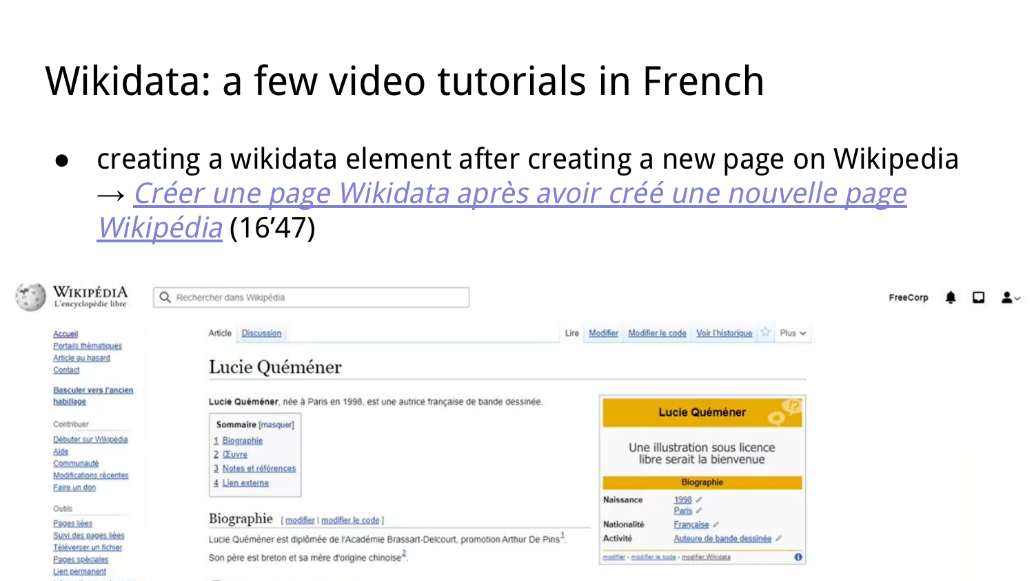# Wikidata: a few video tutorials in French

- creating a wikidata element after creating a new page on Wikipedia → *Créer une page Wikidata après avoir créé une nouvelle page Wikipédia* (16’47)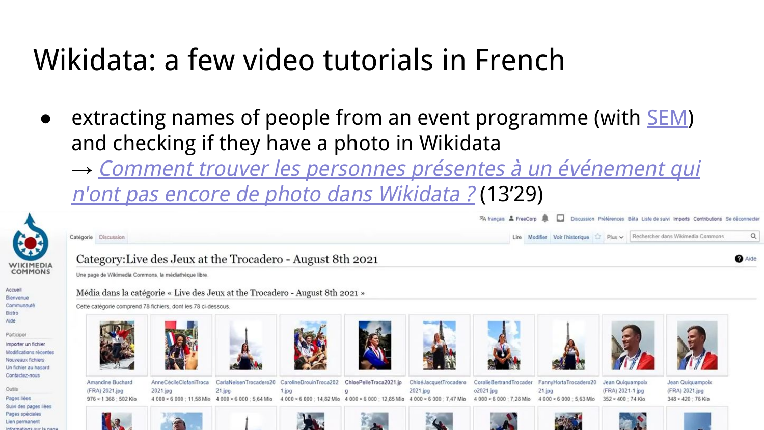# Wikidata: a few video tutorials in French

- extracting names of people from an event programme (with [SEM]) and checking if they have a photo in Wikidata
  → *[Comment trouver les personnes présentes à un événement qui n'ont pas encore de photo dans Wikidata ?]* (13'29)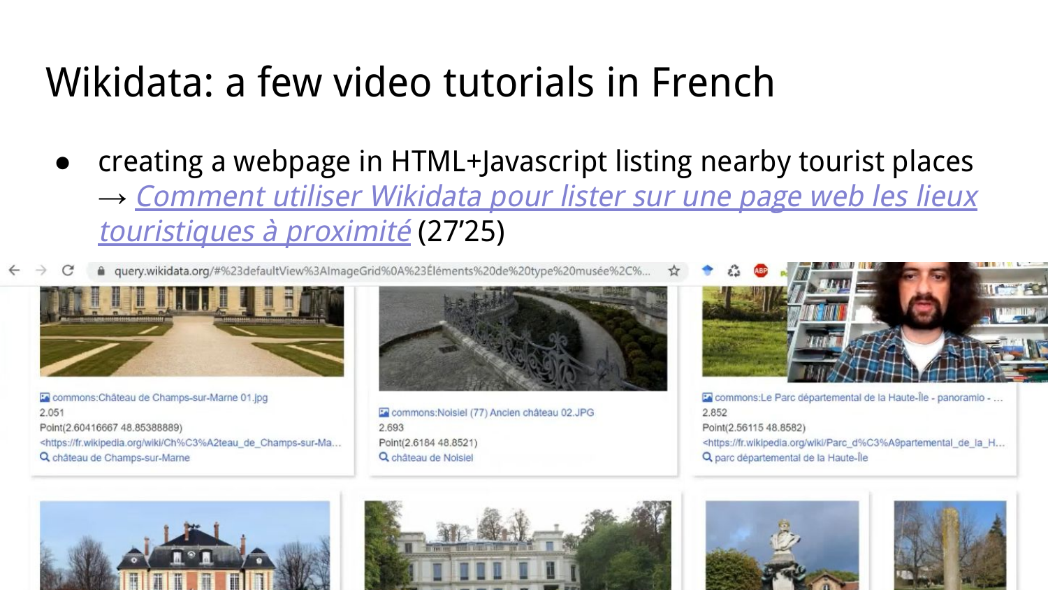# Wikidata: a few video tutorials in French

- creating a webpage in HTML+Javascript listing nearby tourist places → *Comment utiliser Wikidata pour lister sur une page web les lieux touristiques à proximité* (27’25)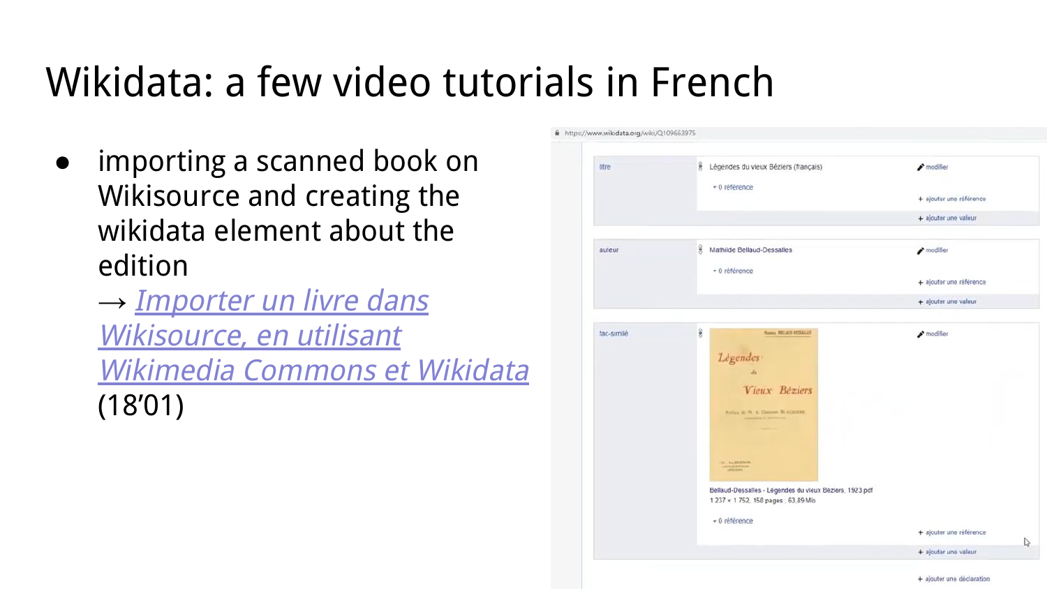# Wikidata: a few video tutorials in French

- importing a scanned book on Wikisource and creating the wikidata element about the edition
  → *Importer un livre dans Wikisource, en utilisant Wikimedia Commons et Wikidata* (18’01)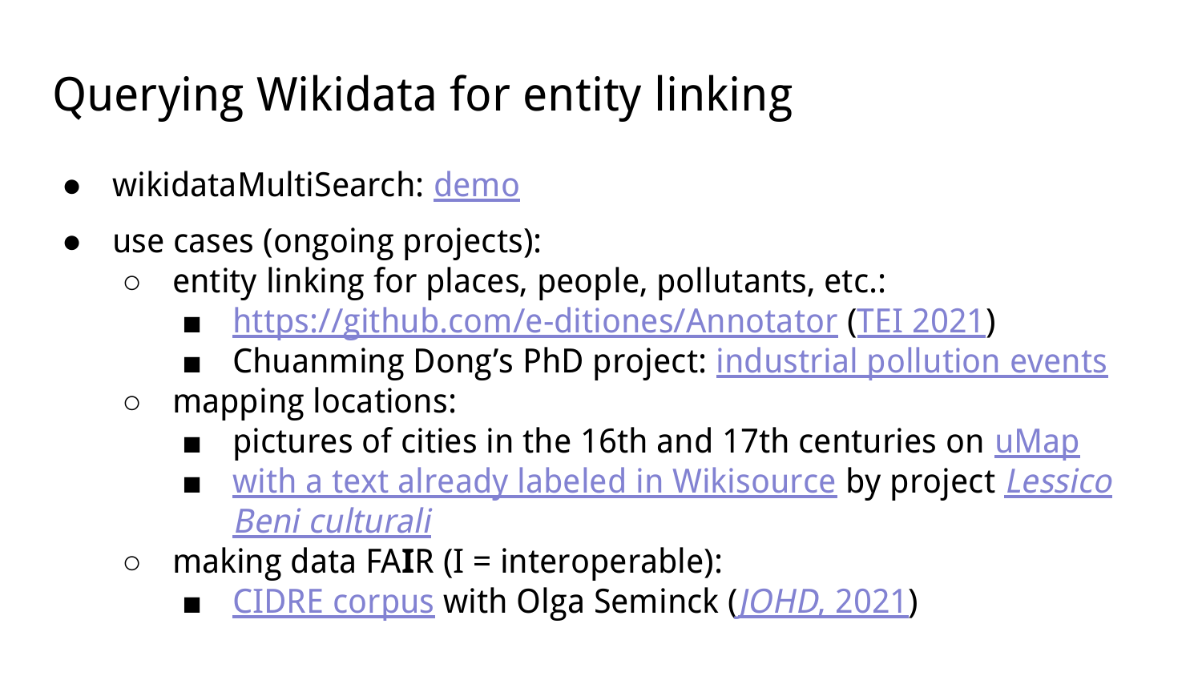# Querying Wikidata for entity linking

- wikidataMultiSearch: demo
- use cases (ongoing projects):
  - entity linking for places, people, pollutants, etc.:
    - https://github.com/e-ditiones/Annotator (TEI 2021)
    - Chuanming Dong's PhD project: industrial pollution events
  - mapping locations:
    - pictures of cities in the 16th and 17th centuries on uMap
    - with a text already labeled in Wikisource by project *Lessico Beni culturali*
  - making data FA**I**R (I = interoperable):
    - CIDRE corpus with Olga Seminck (*JOHD*, 2021)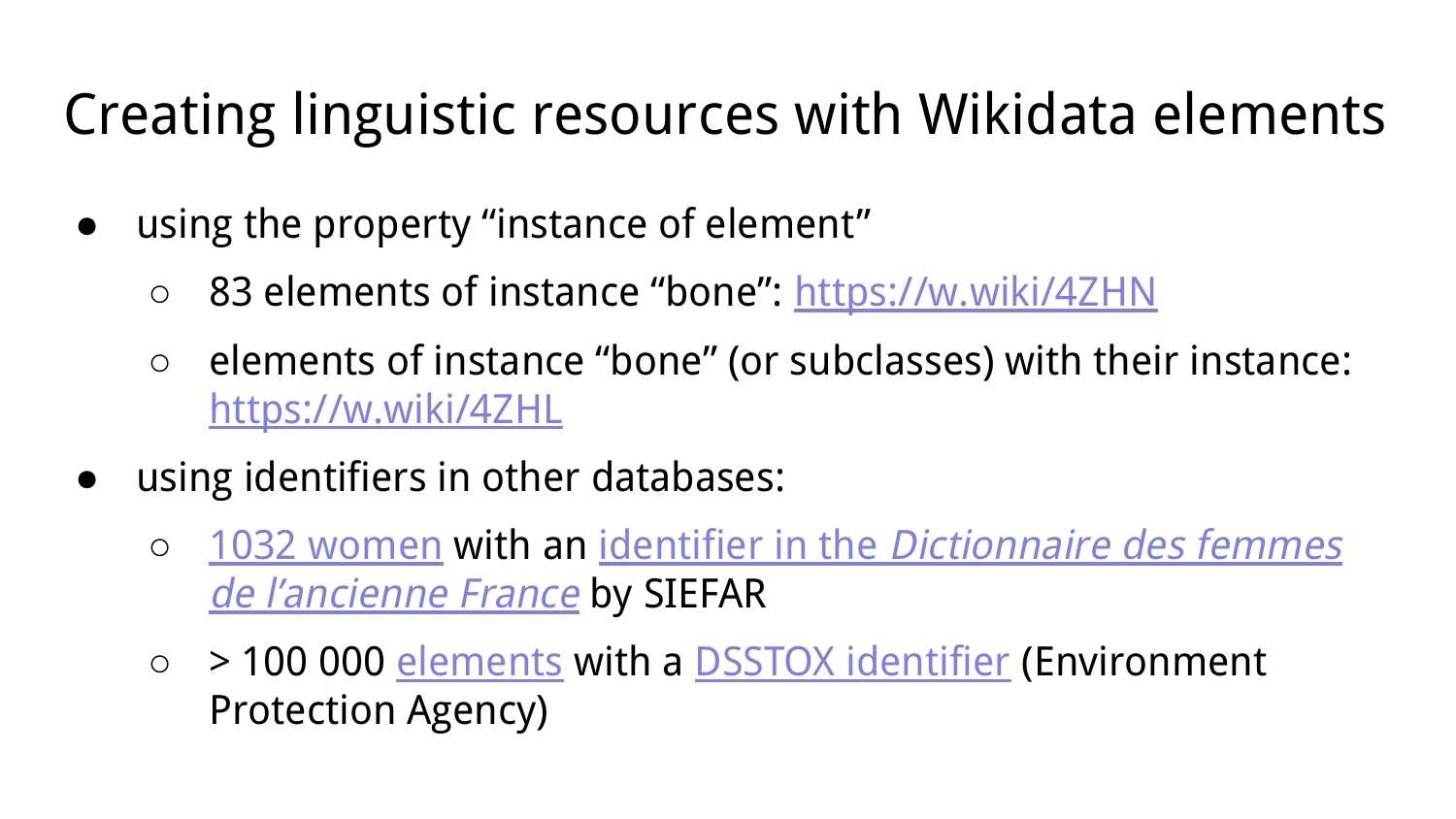# Creating linguistic resources with Wikidata elements

- using the property "instance of element"
  - 83 elements of instance "bone": https://w.wiki/4ZHN
  - elements of instance "bone" (or subclasses) with their instance: https://w.wiki/4ZHL
- using identifiers in other databases:
  - 1032 women with an identifier in the *Dictionnaire des femmes de l'ancienne France* by SIEFAR
  - > 100 000 elements with a DSSTOX identifier (Environment Protection Agency)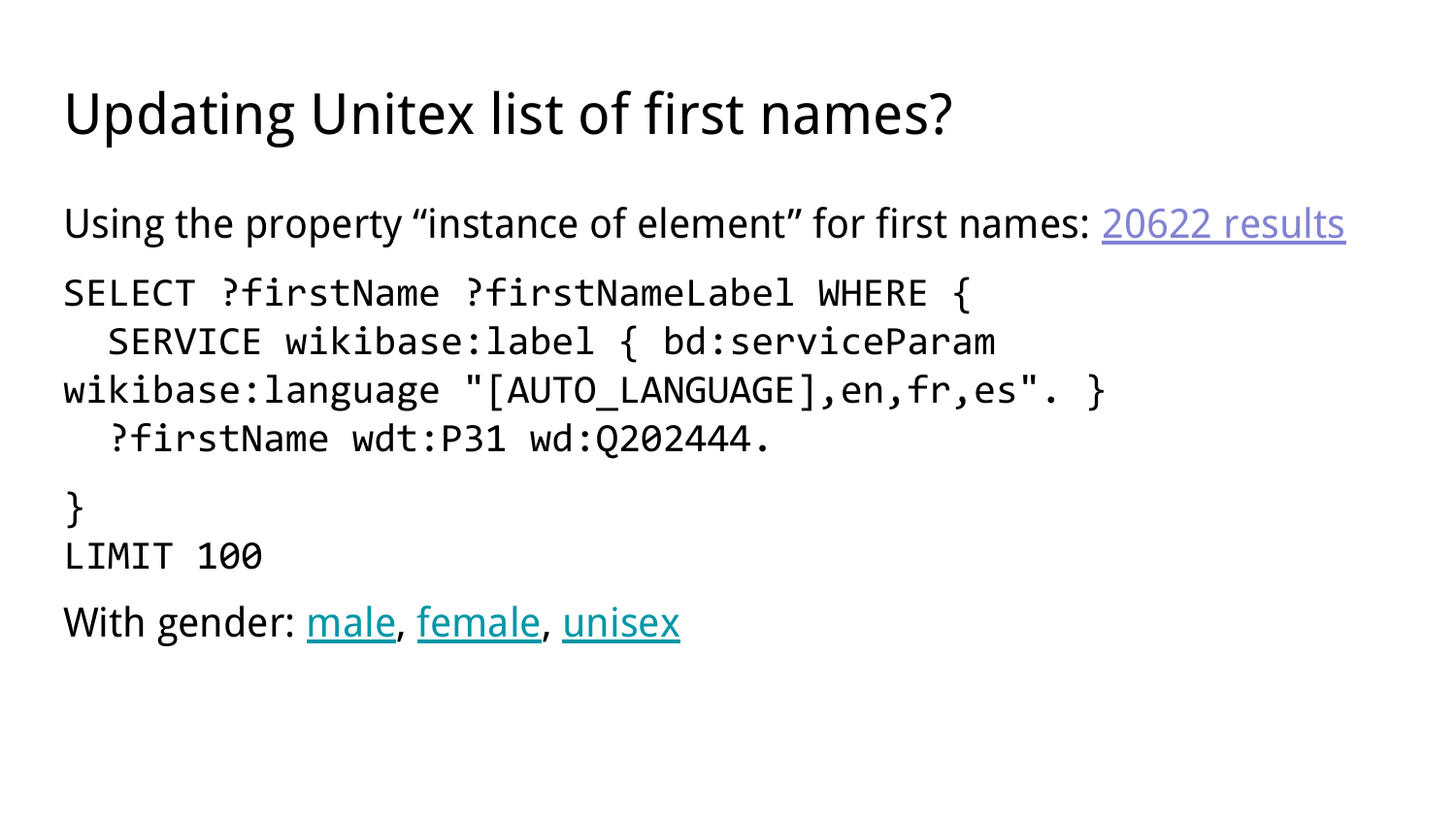# Updating Unitex list of first names?

Using the property “instance of element” for first names: 20622 results

```
SELECT ?firstName ?firstNameLabel WHERE {
  SERVICE wikibase:label { bd:serviceParam
wikibase:language "[AUTO_LANGUAGE],en,fr,es". }
  ?firstName wdt:P31 wd:Q202444.

}
LIMIT 100
```

With gender: male, female, unisex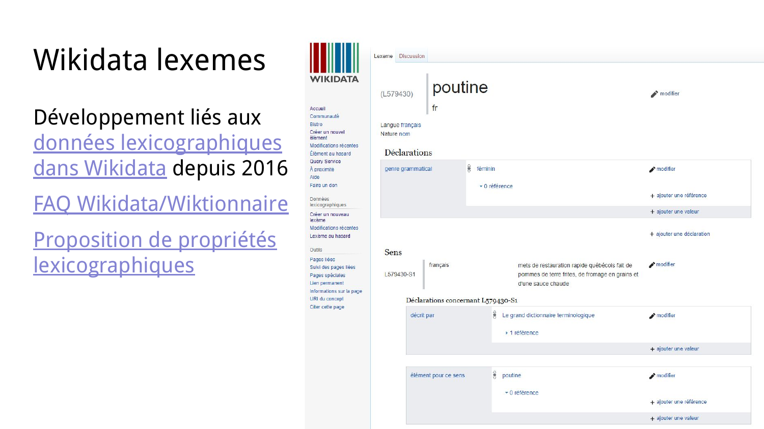# Wikidata lexemes

Développement liés aux données lexicographiques dans Wikidata depuis 2016

FAQ Wikidata/Wiktionnaire

Proposition de propriétés lexicographiques

WIKIDATA

- Accueil
- Communauté
- Bistro
- Créer un nouvel élément
- Modifications récentes
- Élément au hasard
- Query Service
- À proximité
- Aide
- Faire un don

Données lexicographiques

- Créer un nouveau lexème
- Modifications récentes
- Lexème au hasard

Outils

- Pages liées
- Suivi des pages liées
- Pages spéciales
- Lien permanent
- Informations sur la page
- URI du concept
- Citer cette page

Lexeme | Discussion

(L579430) **poutine** fr — modifier

Langue français
Nature nom

## Déclarations

| | | |
|---|---|---|
| genre grammatical | féminin — 0 référence | modifier |
| | | + ajouter une référence |
| | | + ajouter une valeur |

+ ajouter une déclaration

## Sens

| | | | |
|---|---|---|---|
| L579430-S1 | français | mets de restauration rapide québécois fait de pommes de terre frites, de fromage en grains et d'une sauce chaude | modifier |

### Déclarations concernant L579430-S1

| | | |
|---|---|---|
| décrit par | Le grand dictionnaire terminologique — 1 référence | modifier |
| | | + ajouter une valeur |

| | | |
|---|---|---|
| élément pour ce sens | poutine — 0 référence | modifier |
| | | + ajouter une référence |
| | | + ajouter une valeur |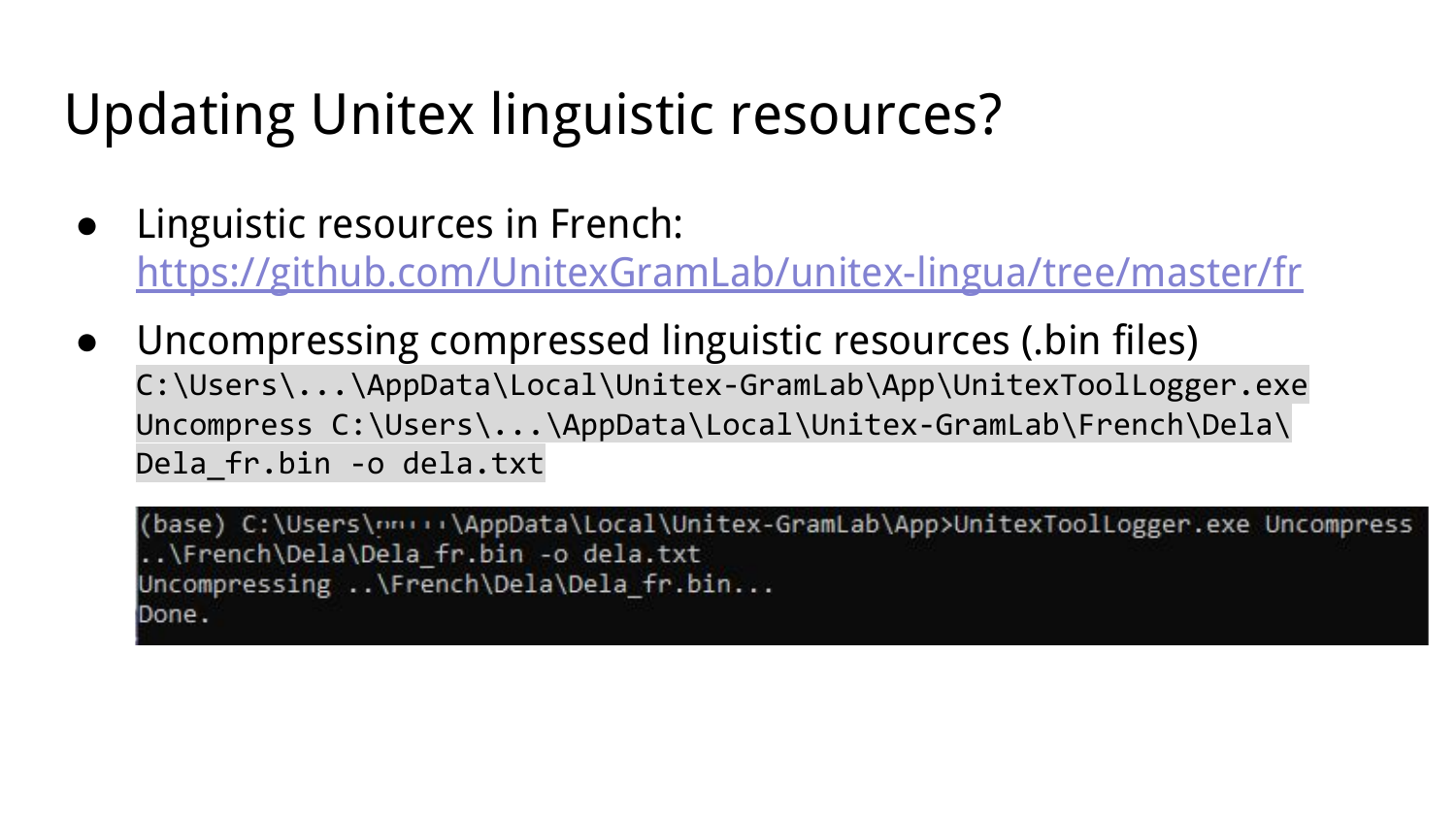# Updating Unitex linguistic resources?

- Linguistic resources in French: [https://github.com/UnitexGramLab/unitex-lingua/tree/master/fr](https://github.com/UnitexGramLab/unitex-lingua/tree/master/fr)
- Uncompressing compressed linguistic resources (.bin files)
  `C:\Users\...\AppData\Local\Unitex-GramLab\App\UnitexToolLogger.exe Uncompress C:\Users\...\AppData\Local\Unitex-GramLab\French\Dela\Dela_fr.bin -o dela.txt`

```
(base) C:\Users\.....\AppData\Local\Unitex-GramLab\App>UnitexToolLogger.exe Uncompress ..\French\Dela\Dela_fr.bin -o dela.txt
Uncompressing ..\French\Dela\Dela_fr.bin...
Done.
```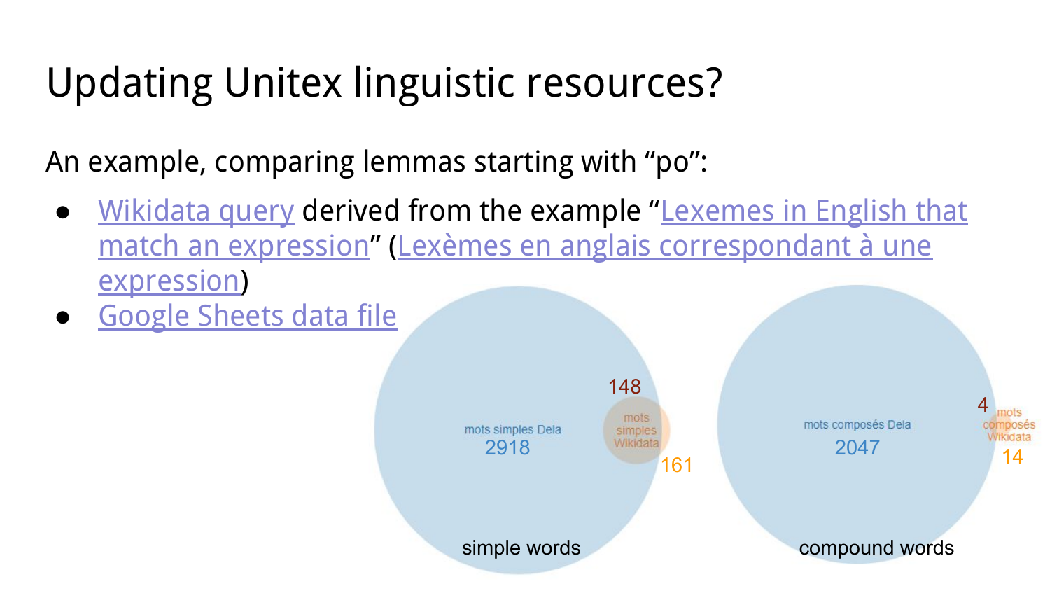# Updating Unitex linguistic resources?

An example, comparing lemmas starting with “po”:

- Wikidata query derived from the example “Lexemes in English that match an expression” (Lexèmes en anglais correspondant à une expression)
- Google Sheets data file

mots simples Dela
2918

148

mots simples Wikidata

161

simple words

mots composés Dela
2047

4

mots composés Wikidata

14

compound words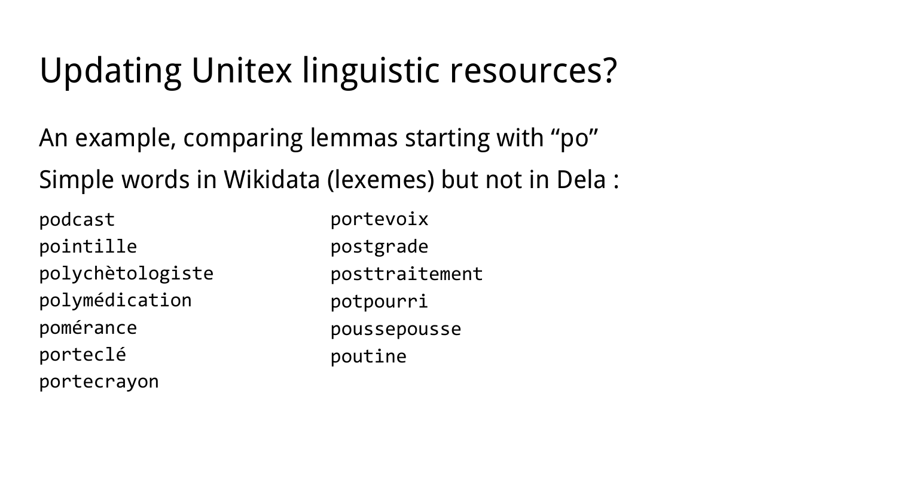# Updating Unitex linguistic resources?

An example, comparing lemmas starting with “po”

Simple words in Wikidata (lexemes) but not in Dela :

```
podcast
pointille
polychètologiste
polymédication
pomérance
porteclé
portecrayon
portevoix
postgrade
posttraitement
potpourri
poussepousse
poutine
```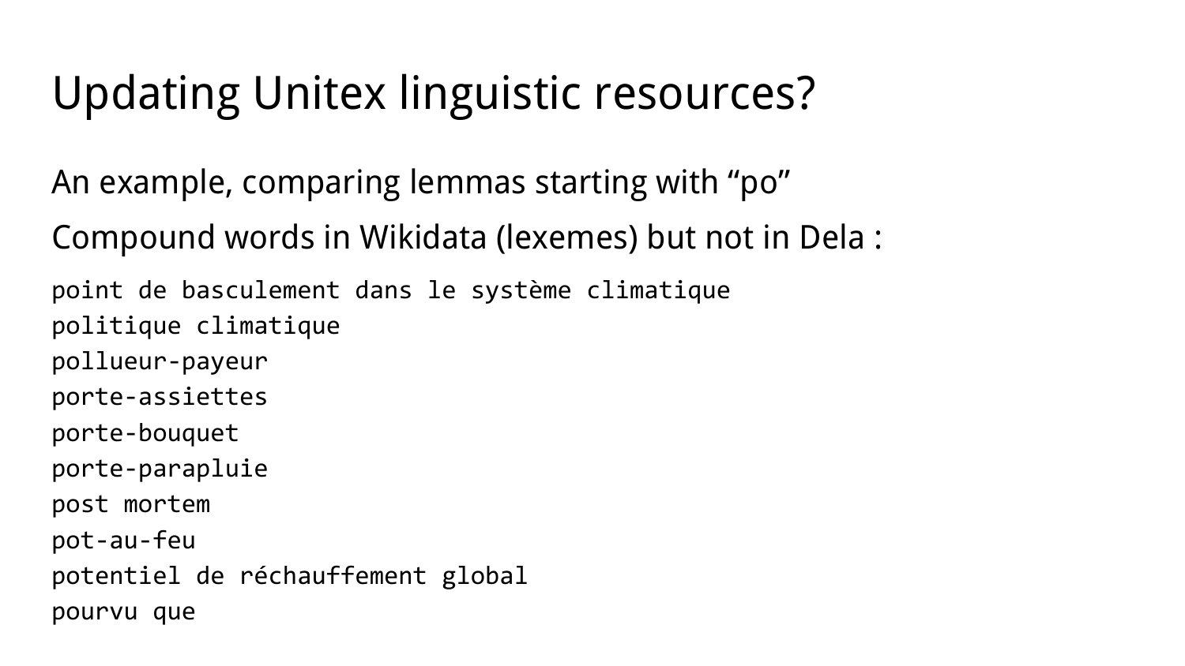# Updating Unitex linguistic resources?

An example, comparing lemmas starting with “po”

Compound words in Wikidata (lexemes) but not in Dela :

```
point de basculement dans le système climatique
politique climatique
pollueur-payeur
porte-assiettes
porte-bouquet
porte-parapluie
post mortem
pot-au-feu
potentiel de réchauffement global
pourvu que
```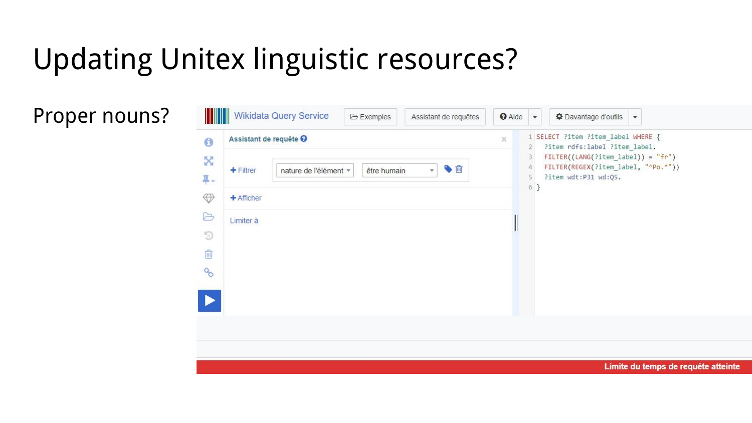# Updating Unitex linguistic resources?

Proper nouns?

Wikidata Query Service

Exemples | Assistant de requêtes | Aide | Davantage d'outils

Assistant de requête

+ Filtrer: nature de l'élément | être humain

+ Afficher

Limiter à

```
SELECT ?item ?item_label WHERE {
  ?item rdfs:label ?item_label.
  FILTER((LANG(?item_label)) = "fr")
  FILTER(REGEX(?item_label, "^Po.*"))
  ?item wdt:P31 wd:Q5.
}
```

Limite du temps de requête atteinte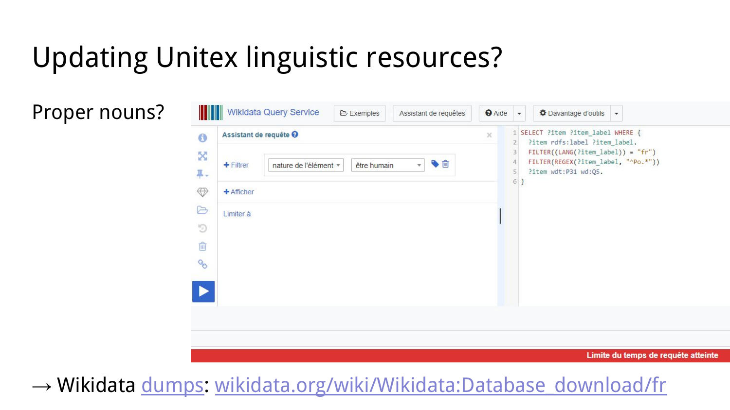# Updating Unitex linguistic resources?

Proper nouns?

Wikidata Query Service | Exemples | Assistant de requêtes | Aide | Davantage d'outils

Assistant de requête

+ Filtrer | nature de l'élément | être humain

+ Afficher

Limiter à

```
SELECT ?item ?item_label WHERE {
  ?item rdfs:label ?item_label.
  FILTER((LANG(?item_label)) = "fr")
  FILTER(REGEX(?item_label, "^Po.*"))
  ?item wdt:P31 wd:Q5.
}
```

Limite du temps de requête atteinte

→ Wikidata [dumps](https://wikidata.org/wiki/Wikidata:Database_download/fr): [wikidata.org/wiki/Wikidata:Database_download/fr](https://wikidata.org/wiki/Wikidata:Database_download/fr)